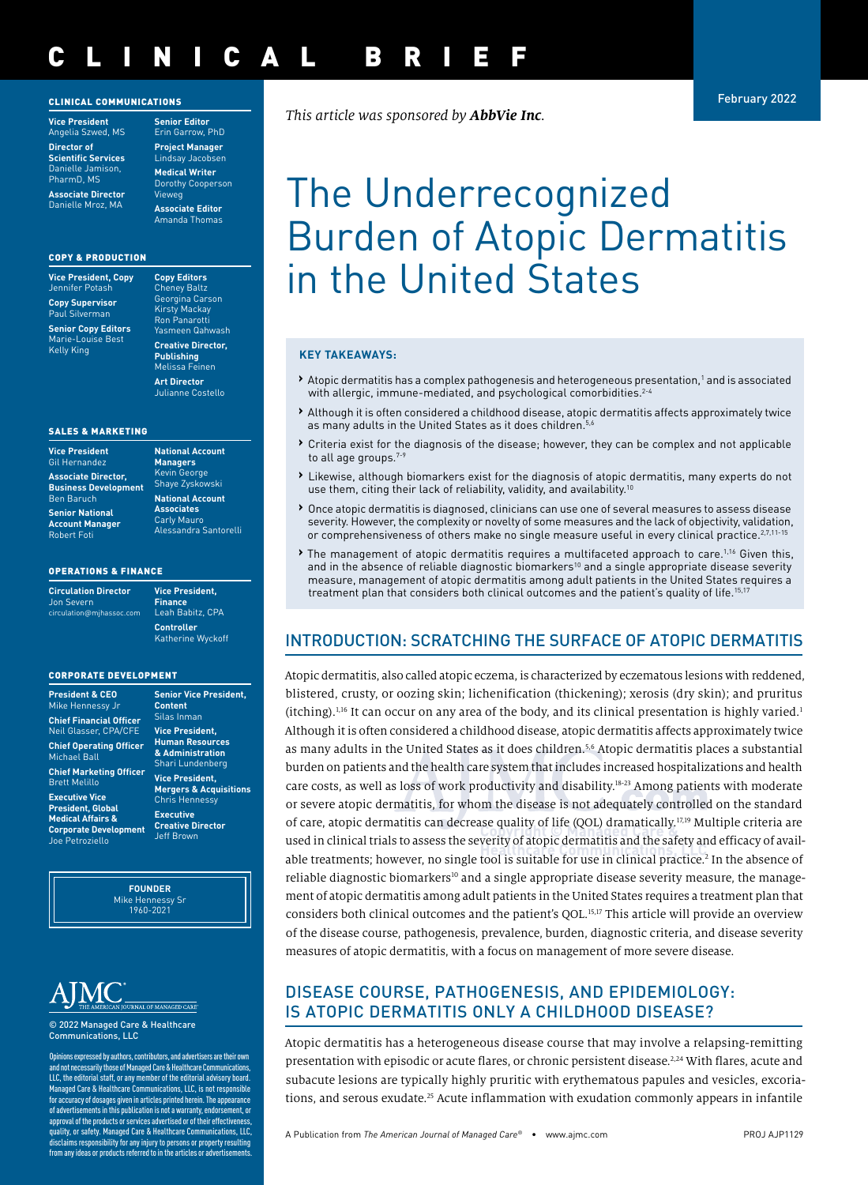# CLINICAL BRIEF

February 2022

*This article was sponsored by* ***AbbVie Inc****.*

# The Underrecognized Burden of Atopic Dermatitis in the United States

### KEY TAKEAWAYS:

- Atopic dermatitis has a complex pathogenesis and heterogeneous presentation,[1] and is associated with allergic, immune-mediated, and psychological comorbidities.[2-4]
- Although it is often considered a childhood disease, atopic dermatitis affects approximately twice as many adults in the United States as it does children.[5,6]
- Criteria exist for the diagnosis of the disease; however, they can be complex and not applicable to all age groups.[7-9]
- Likewise, although biomarkers exist for the diagnosis of atopic dermatitis, many experts do not use them, citing their lack of reliability, validity, and availability.[10]
- Once atopic dermatitis is diagnosed, clinicians can use one of several measures to assess disease severity. However, the complexity or novelty of some measures and the lack of objectivity, validation, or comprehensiveness of others make no single measure useful in every clinical practice.[2,7,11-15]
- The management of atopic dermatitis requires a multifaceted approach to care.[1,16] Given this, and in the absence of reliable diagnostic biomarkers[10] and a single appropriate disease severity measure, management of atopic dermatitis among adult patients in the United States requires a treatment plan that considers both clinical outcomes and the patient's quality of life.[15,17]

## INTRODUCTION: SCRATCHING THE SURFACE OF ATOPIC DERMATITIS

Atopic dermatitis, also called atopic eczema, is characterized by eczematous lesions with reddened, blistered, crusty, or oozing skin; lichenification (thickening); xerosis (dry skin); and pruritus (itching).[1,16] It can occur on any area of the body, and its clinical presentation is highly varied.[1] Although it is often considered a childhood disease, atopic dermatitis affects approximately twice as many adults in the United States as it does children.[5,6] Atopic dermatitis places a substantial burden on patients and the health care system that includes increased hospitalizations and health care costs, as well as loss of work productivity and disability.[18-23] Among patients with moderate or severe atopic dermatitis, for whom the disease is not adequately controlled on the standard of care, atopic dermatitis can decrease quality of life (QOL) dramatically.[17,19] Multiple criteria are used in clinical trials to assess the severity of atopic dermatitis and the safety and efficacy of available treatments; however, no single tool is suitable for use in clinical practice.[2] In the absence of reliable diagnostic biomarkers[10] and a single appropriate disease severity measure, the management of atopic dermatitis among adult patients in the United States requires a treatment plan that considers both clinical outcomes and the patient's QOL.[15,17] This article will provide an overview of the disease course, pathogenesis, prevalence, burden, diagnostic criteria, and disease severity measures of atopic dermatitis, with a focus on management of more severe disease.

## DISEASE COURSE, PATHOGENESIS, AND EPIDEMIOLOGY: IS ATOPIC DERMATITIS ONLY A CHILDHOOD DISEASE?

Atopic dermatitis has a heterogeneous disease course that may involve a relapsing-remitting presentation with episodic or acute flares, or chronic persistent disease.[2,24] With flares, acute and subacute lesions are typically highly pruritic with erythematous papules and vesicles, excoriations, and serous exudate.[25] Acute inflammation with exudation commonly appears in infantile

---

**CLINICAL COMMUNICATIONS**

**Vice President** Angelia Szwed, MS
**Director of Scientific Services** Danielle Jamison, PharmD, MS
**Associate Director** Danielle Mroz, MA
**Senior Editor** Erin Garrow, PhD
**Project Manager** Lindsay Jacobsen
**Medical Writer** Dorothy Cooperson Vieweg
**Associate Editor** Amanda Thomas

**COPY & PRODUCTION**

**Vice President, Copy** Jennifer Potash
**Copy Supervisor** Paul Silverman
**Senior Copy Editors** Marie-Louise Best, Kelly King
**Copy Editors** Cheney Baltz, Georgina Carson, Kirsty Mackay, Ron Panarotti, Yasmeen Qahwash
**Creative Director, Publishing** Melissa Feinen
**Art Director** Julianne Costello

**SALES & MARKETING**

**Vice President** Gil Hernandez
**Associate Director, Business Development** Ben Baruch
**Senior National Account Manager** Robert Foti
**National Account Managers** Kevin George, Shaye Zyskowski
**National Account Associates** Carly Mauro, Alessandra Santorelli

**OPERATIONS & FINANCE**

**Circulation Director** Jon Severn, circulation@mjhassoc.com
**Vice President, Finance** Leah Babitz, CPA
**Controller** Katherine Wyckoff

**CORPORATE DEVELOPMENT**

**President & CEO** Mike Hennessy Jr
**Chief Financial Officer** Neil Glasser, CPA/CFE
**Chief Operating Officer** Michael Ball
**Chief Marketing Officer** Brett Melillo
**Executive Vice President, Global Medical Affairs & Corporate Development** Joe Petroziello
**Senior Vice President, Content** Silas Inman
**Vice President, Human Resources & Administration** Shari Lundenberg
**Vice President, Mergers & Acquisitions** Chris Hennessy
**Executive Creative Director** Jeff Brown

**FOUNDER**
Mike Hennessy Sr
1960-2021

AJMC — THE AMERICAN JOURNAL OF MANAGED CARE

© 2022 Managed Care & Healthcare Communications, LLC

Opinions expressed by authors, contributors, and advertisers are their own and not necessarily those of Managed Care & Healthcare Communications, LLC, the editorial staff, or any member of the editorial advisory board. Managed Care & Healthcare Communications, LLC, is not responsible for accuracy of dosages given in articles printed herein. The appearance of advertisements in this publication is not a warranty, endorsement, or approval of the products or services advertised or of their effectiveness, quality, or safety. Managed Care & Healthcare Communications, LLC, disclaims responsibility for any injury to persons or property resulting from any ideas or products referred to in the articles or advertisements.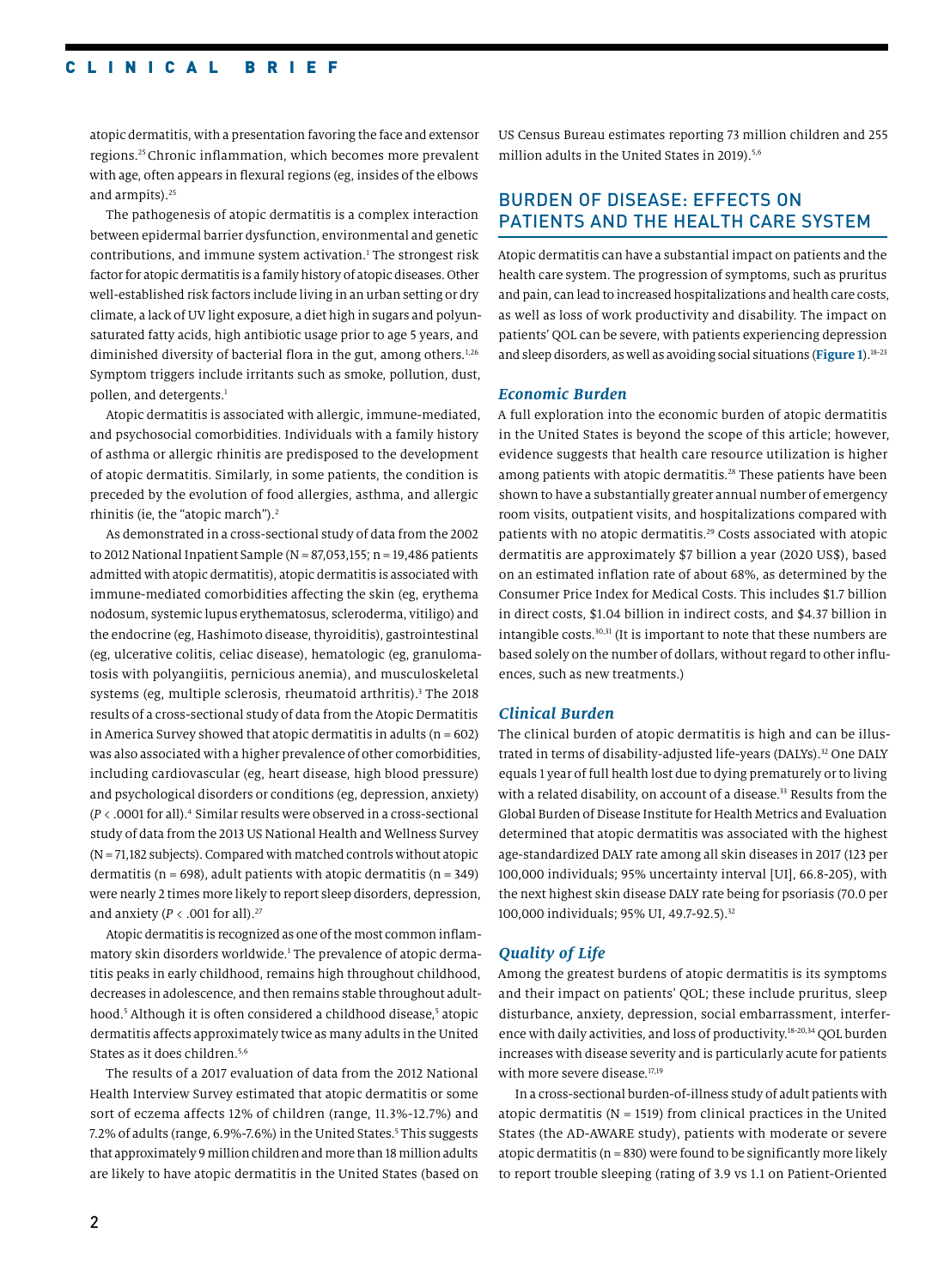atopic dermatitis, with a presentation favoring the face and extensor regions.[25] Chronic inflammation, which becomes more prevalent with age, often appears in flexural regions (eg, insides of the elbows and armpits).[25]

The pathogenesis of atopic dermatitis is a complex interaction between epidermal barrier dysfunction, environmental and genetic contributions, and immune system activation.[1] The strongest risk factor for atopic dermatitis is a family history of atopic diseases. Other well-established risk factors include living in an urban setting or dry climate, a lack of UV light exposure, a diet high in sugars and polyunsaturated fatty acids, high antibiotic usage prior to age 5 years, and diminished diversity of bacterial flora in the gut, among others.[1,26] Symptom triggers include irritants such as smoke, pollution, dust, pollen, and detergents.[1]

Atopic dermatitis is associated with allergic, immune-mediated, and psychosocial comorbidities. Individuals with a family history of asthma or allergic rhinitis are predisposed to the development of atopic dermatitis. Similarly, in some patients, the condition is preceded by the evolution of food allergies, asthma, and allergic rhinitis (ie, the "atopic march").[2]

As demonstrated in a cross-sectional study of data from the 2002 to 2012 National Inpatient Sample (N = 87,053,155; n = 19,486 patients admitted with atopic dermatitis), atopic dermatitis is associated with immune-mediated comorbidities affecting the skin (eg, erythema nodosum, systemic lupus erythematosus, scleroderma, vitiligo) and the endocrine (eg, Hashimoto disease, thyroiditis), gastrointestinal (eg, ulcerative colitis, celiac disease), hematologic (eg, granulomatosis with polyangiitis, pernicious anemia), and musculoskeletal systems (eg, multiple sclerosis, rheumatoid arthritis).[3] The 2018 results of a cross-sectional study of data from the Atopic Dermatitis in America Survey showed that atopic dermatitis in adults (n = 602) was also associated with a higher prevalence of other comorbidities, including cardiovascular (eg, heart disease, high blood pressure) and psychological disorders or conditions (eg, depression, anxiety) ($P < .0001$ for all).[4] Similar results were observed in a cross-sectional study of data from the 2013 US National Health and Wellness Survey (N = 71,182 subjects). Compared with matched controls without atopic dermatitis (n = 698), adult patients with atopic dermatitis (n = 349) were nearly 2 times more likely to report sleep disorders, depression, and anxiety ($P < .001$ for all).[27]

Atopic dermatitis is recognized as one of the most common inflammatory skin disorders worldwide.[1] The prevalence of atopic dermatitis peaks in early childhood, remains high throughout childhood, decreases in adolescence, and then remains stable throughout adulthood.[5] Although it is often considered a childhood disease,[5] atopic dermatitis affects approximately twice as many adults in the United States as it does children.[5,6]

The results of a 2017 evaluation of data from the 2012 National Health Interview Survey estimated that atopic dermatitis or some sort of eczema affects 12% of children (range, 11.3%-12.7%) and 7.2% of adults (range, 6.9%-7.6%) in the United States.[5] This suggests that approximately 9 million children and more than 18 million adults are likely to have atopic dermatitis in the United States (based on US Census Bureau estimates reporting 73 million children and 255 million adults in the United States in 2019).[5,6]

## BURDEN OF DISEASE: EFFECTS ON PATIENTS AND THE HEALTH CARE SYSTEM

Atopic dermatitis can have a substantial impact on patients and the health care system. The progression of symptoms, such as pruritus and pain, can lead to increased hospitalizations and health care costs, as well as loss of work productivity and disability. The impact on patients' QOL can be severe, with patients experiencing depression and sleep disorders, as well as avoiding social situations (**Figure 1**).[18-23]

### *Economic Burden*

A full exploration into the economic burden of atopic dermatitis in the United States is beyond the scope of this article; however, evidence suggests that health care resource utilization is higher among patients with atopic dermatitis.[28] These patients have been shown to have a substantially greater annual number of emergency room visits, outpatient visits, and hospitalizations compared with patients with no atopic dermatitis.[29] Costs associated with atopic dermatitis are approximately $7 billion a year (2020 US$), based on an estimated inflation rate of about 68%, as determined by the Consumer Price Index for Medical Costs. This includes $1.7 billion in direct costs, $1.04 billion in indirect costs, and $4.37 billion in intangible costs.[30,31] (It is important to note that these numbers are based solely on the number of dollars, without regard to other influences, such as new treatments.)

### *Clinical Burden*

The clinical burden of atopic dermatitis is high and can be illustrated in terms of disability-adjusted life-years (DALYs).[32] One DALY equals 1 year of full health lost due to dying prematurely or to living with a related disability, on account of a disease.[33] Results from the Global Burden of Disease Institute for Health Metrics and Evaluation determined that atopic dermatitis was associated with the highest age-standardized DALY rate among all skin diseases in 2017 (123 per 100,000 individuals; 95% uncertainty interval [UI], 66.8-205), with the next highest skin disease DALY rate being for psoriasis (70.0 per 100,000 individuals; 95% UI, 49.7-92.5).[32]

### *Quality of Life*

Among the greatest burdens of atopic dermatitis is its symptoms and their impact on patients' QOL; these include pruritus, sleep disturbance, anxiety, depression, social embarrassment, interference with daily activities, and loss of productivity.[18-20,34] QOL burden increases with disease severity and is particularly acute for patients with more severe disease.[17,19]

In a cross-sectional burden-of-illness study of adult patients with atopic dermatitis (N = 1519) from clinical practices in the United States (the AD-AWARE study), patients with moderate or severe atopic dermatitis (n = 830) were found to be significantly more likely to report trouble sleeping (rating of 3.9 vs 1.1 on Patient-Oriented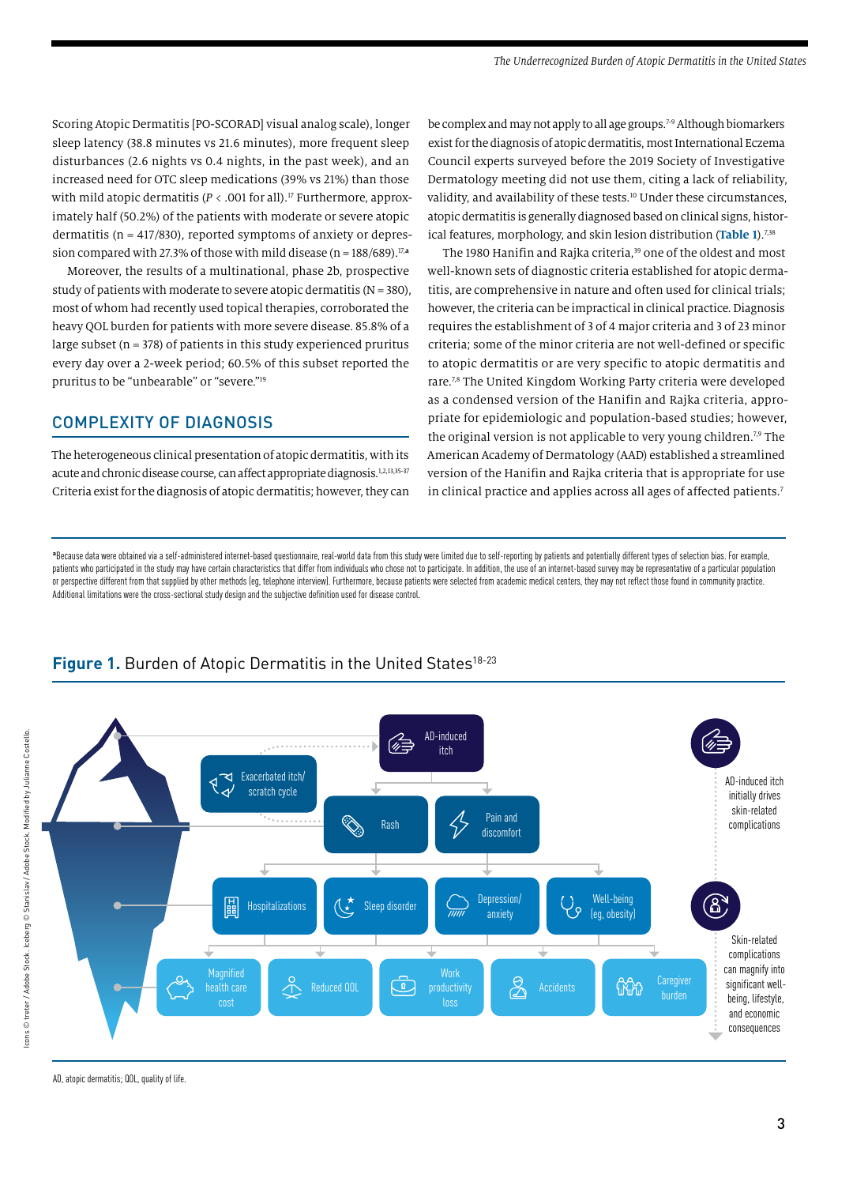Scoring Atopic Dermatitis [PO-SCORAD] visual analog scale), longer sleep latency (38.8 minutes vs 21.6 minutes), more frequent sleep disturbances (2.6 nights vs 0.4 nights, in the past week), and an increased need for OTC sleep medications (39% vs 21%) than those with mild atopic dermatitis ($P < .001$ for all).[17] Furthermore, approximately half (50.2%) of the patients with moderate or severe atopic dermatitis (n = 417/830), reported symptoms of anxiety or depression compared with 27.3% of those with mild disease (n = 188/689).[17,a]

Moreover, the results of a multinational, phase 2b, prospective study of patients with moderate to severe atopic dermatitis (N = 380), most of whom had recently used topical therapies, corroborated the heavy QOL burden for patients with more severe disease. 85.8% of a large subset (n = 378) of patients in this study experienced pruritus every day over a 2-week period; 60.5% of this subset reported the pruritus to be "unbearable" or "severe."[19]

## COMPLEXITY OF DIAGNOSIS

The heterogeneous clinical presentation of atopic dermatitis, with its acute and chronic disease course, can affect appropriate diagnosis.[1,2,13,35-37] Criteria exist for the diagnosis of atopic dermatitis; however, they can be complex and may not apply to all age groups.[7-9] Although biomarkers exist for the diagnosis of atopic dermatitis, most International Eczema Council experts surveyed before the 2019 Society of Investigative Dermatology meeting did not use them, citing a lack of reliability, validity, and availability of these tests.[10] Under these circumstances, atopic dermatitis is generally diagnosed based on clinical signs, historical features, morphology, and skin lesion distribution (**Table 1**).[7,38]

The 1980 Hanifin and Rajka criteria,[39] one of the oldest and most well-known sets of diagnostic criteria established for atopic dermatitis, are comprehensive in nature and often used for clinical trials; however, the criteria can be impractical in clinical practice. Diagnosis requires the establishment of 3 of 4 major criteria and 3 of 23 minor criteria; some of the minor criteria are not well-defined or specific to atopic dermatitis or are very specific to atopic dermatitis and rare.[7,8] The United Kingdom Working Party criteria were developed as a condensed version of the Hanifin and Rajka criteria, appropriate for epidemiologic and population-based studies; however, the original version is not applicable to very young children.[7,9] The American Academy of Dermatology (AAD) established a streamlined version of the Hanifin and Rajka criteria that is appropriate for use in clinical practice and applies across all ages of affected patients.[7]

[a]Because data were obtained via a self-administered internet-based questionnaire, real-world data from this study were limited due to self-reporting by patients and potentially different types of selection bias. For example, patients who participated in the study may have certain characteristics that differ from individuals who chose not to participate. In addition, the use of an internet-based survey may be representative of a particular population or perspective different from that supplied by other methods (eg, telephone interview). Furthermore, because patients were selected from academic medical centers, they may not reflect those found in community practice. Additional limitations were the cross-sectional study design and the subjective definition used for disease control.

**Figure 1.** Burden of Atopic Dermatitis in the United States[18-23]

AD-induced itch → Rash; Pain and discomfort; Exacerbated itch/scratch cycle

→ Hospitalizations; Sleep disorder; Depression/anxiety; Well-being (eg, obesity)

→ Magnified health care cost; Reduced QOL; Work productivity loss; Accidents; Caregiver burden

AD-induced itch initially drives skin-related complications

Skin-related complications can magnify into significant well-being, lifestyle, and economic consequences

Icons © Ireter / Adobe Stock. Iceberg © Stanislav / Adobe Stock. Modified by Julianne Costello.

AD, atopic dermatitis; QOL, quality of life.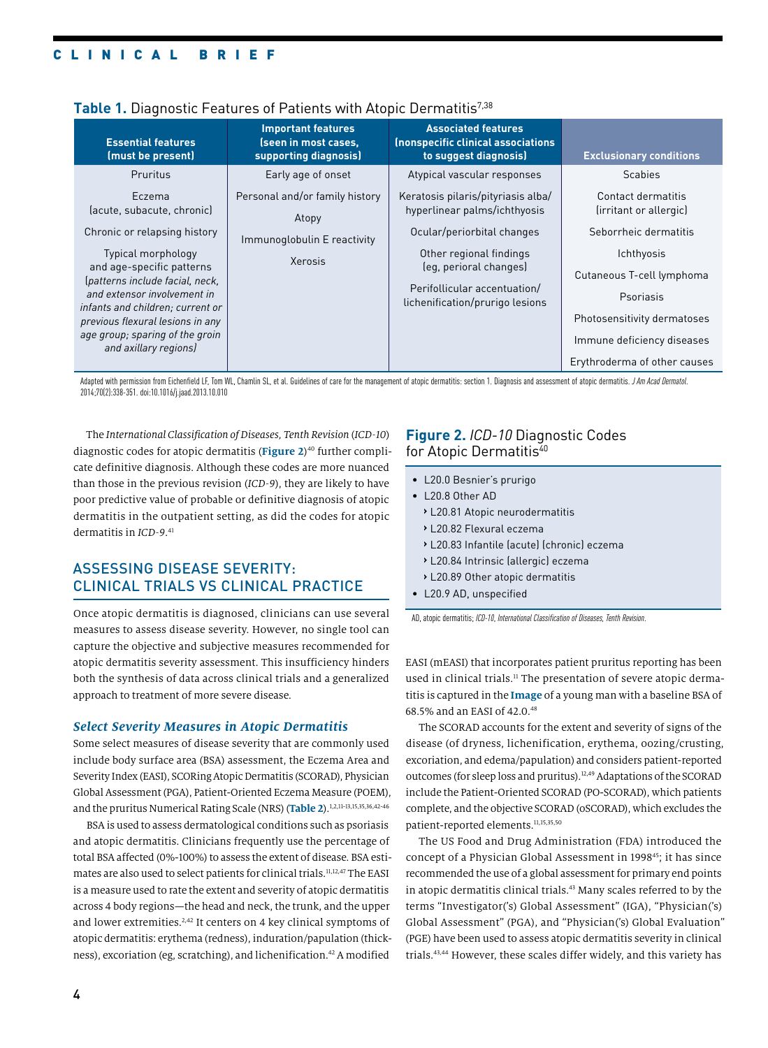**Table 1.** Diagnostic Features of Patients with Atopic Dermatitis[7,38]

| Essential features (must be present) | Important features (seen in most cases, supporting diagnosis) | Associated features (nonspecific clinical associations to suggest diagnosis) | Exclusionary conditions |
|---|---|---|---|
| Pruritus | Early age of onset | Atypical vascular responses | Scabies |
| Eczema (acute, subacute, chronic) | Personal and/or family history | Keratosis pilaris/pityriasis alba/ hyperlinear palms/ichthyosis | Contact dermatitis (irritant or allergic) |
| Chronic or relapsing history | Atopy | Ocular/periorbital changes | Seborrheic dermatitis |
| Typical morphology and age-specific patterns *(patterns include facial, neck, and extensor involvement in infants and children; current or previous flexural lesions in any age group; sparing of the groin and axillary regions)* | Immunoglobulin E reactivity | Other regional findings (eg, perioral changes) | Ichthyosis |
| | Xerosis | Perifollicular accentuation/ lichenification/prurigo lesions | Cutaneous T-cell lymphoma |
| | | | Psoriasis |
| | | | Photosensitivity dermatoses |
| | | | Immune deficiency diseases |
| | | | Erythroderma of other causes |

Adapted with permission from Eichenfield LF, Tom WL, Chamlin SL, et al. Guidelines of care for the management of atopic dermatitis: section 1. Diagnosis and assessment of atopic dermatitis. *J Am Acad Dermatol*. 2014;70(2):338-351. doi:10.1016/j.jaad.2013.10.010

The *International Classification of Diseases, Tenth Revision* (*ICD-10*) diagnostic codes for atopic dermatitis (**Figure 2**)[40] further complicate definitive diagnosis. Although these codes are more nuanced than those in the previous revision (*ICD-9*), they are likely to have poor predictive value of probable or definitive diagnosis of atopic dermatitis in the outpatient setting, as did the codes for atopic dermatitis in *ICD-9*.[41]

**Figure 2.** *ICD-10* Diagnostic Codes for Atopic Dermatitis[40]

- L20.0 Besnier's prurigo
- L20.8 Other AD
  - L20.81 Atopic neurodermatitis
  - L20.82 Flexural eczema
  - L20.83 Infantile (acute) (chronic) eczema
  - L20.84 Intrinsic (allergic) eczema
  - L20.89 Other atopic dermatitis
- L20.9 AD, unspecified

AD, atopic dermatitis; *ICD-10*, *International Classification of Diseases, Tenth Revision*.

## ASSESSING DISEASE SEVERITY: CLINICAL TRIALS VS CLINICAL PRACTICE

Once atopic dermatitis is diagnosed, clinicians can use several measures to assess disease severity. However, no single tool can capture the objective and subjective measures recommended for atopic dermatitis severity assessment. This insufficiency hinders both the synthesis of data across clinical trials and a generalized approach to treatment of more severe disease.

### *Select Severity Measures in Atopic Dermatitis*

Some select measures of disease severity that are commonly used include body surface area (BSA) assessment, the Eczema Area and Severity Index (EASI), SCORing Atopic Dermatitis (SCORAD), Physician Global Assessment (PGA), Patient-Oriented Eczema Measure (POEM), and the pruritus Numerical Rating Scale (NRS) (**Table 2**).[1,2,11-13,15,35,36,42-46]

BSA is used to assess dermatological conditions such as psoriasis and atopic dermatitis. Clinicians frequently use the percentage of total BSA affected (0%-100%) to assess the extent of disease. BSA estimates are also used to select patients for clinical trials.[11,12,47] The EASI is a measure used to rate the extent and severity of atopic dermatitis across 4 body regions—the head and neck, the trunk, and the upper and lower extremities.[2,42] It centers on 4 key clinical symptoms of atopic dermatitis: erythema (redness), induration/papulation (thickness), excoriation (eg, scratching), and lichenification.[42] A modified EASI (mEASI) that incorporates patient pruritus reporting has been used in clinical trials.[11] The presentation of severe atopic dermatitis is captured in the **Image** of a young man with a baseline BSA of 68.5% and an EASI of 42.0.[48]

The SCORAD accounts for the extent and severity of signs of the disease (of dryness, lichenification, erythema, oozing/crusting, excoriation, and edema/papulation) and considers patient-reported outcomes (for sleep loss and pruritus).[12,49] Adaptations of the SCORAD include the Patient-Oriented SCORAD (PO-SCORAD), which patients complete, and the objective SCORAD (oSCORAD), which excludes the patient-reported elements.[11,15,35,50]

The US Food and Drug Administration (FDA) introduced the concept of a Physician Global Assessment in 1998[45]; it has since recommended the use of a global assessment for primary end points in atopic dermatitis clinical trials.[43] Many scales referred to by the terms "Investigator('s) Global Assessment" (IGA), "Physician('s) Global Assessment" (PGA), and "Physician('s) Global Evaluation" (PGE) have been used to assess atopic dermatitis severity in clinical trials.[43,44] However, these scales differ widely, and this variety has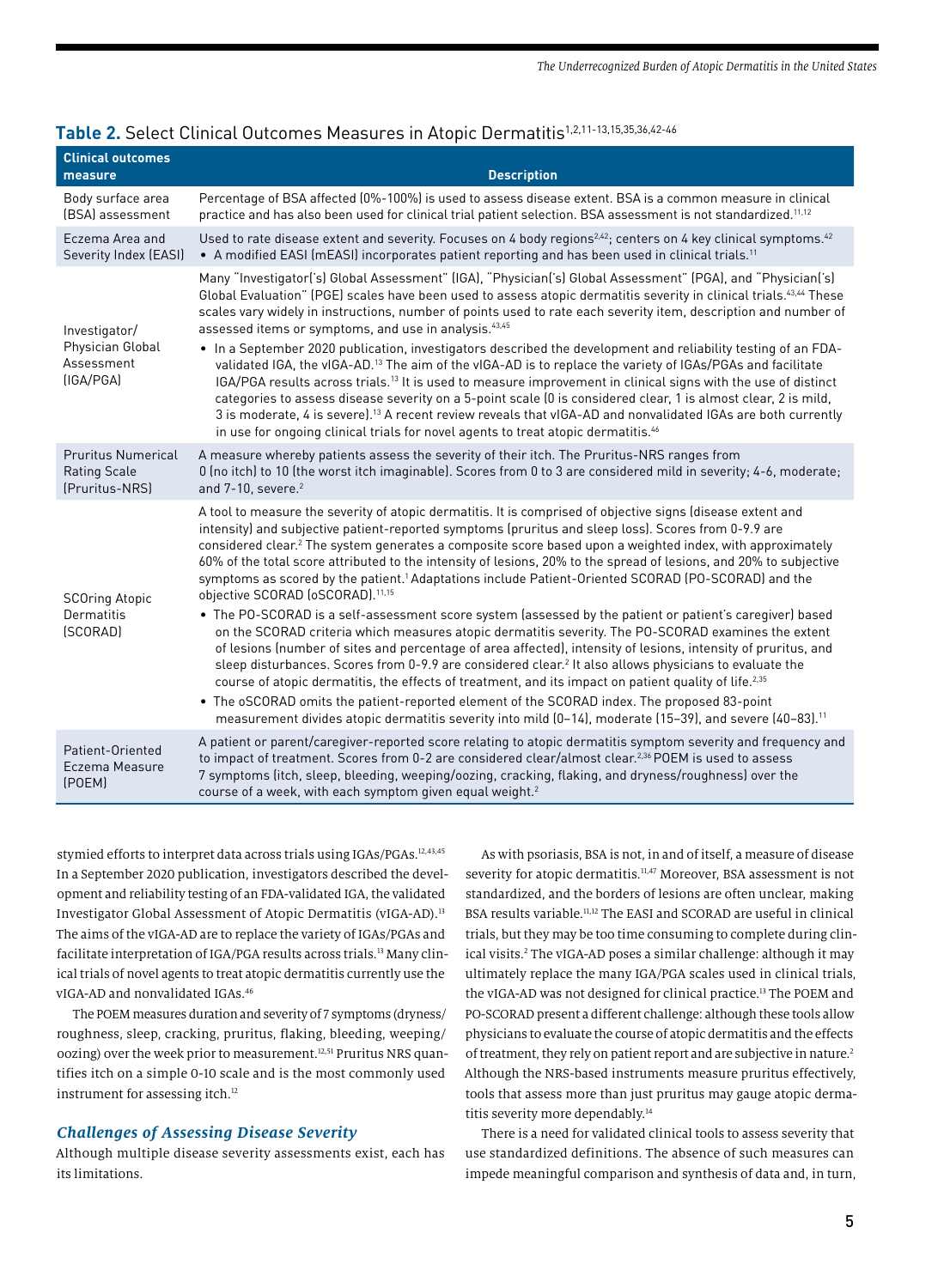**Table 2.** Select Clinical Outcomes Measures in Atopic Dermatitis[1,2,11-13,15,35,36,42-46]

| Clinical outcomes measure | Description |
|---|---|
| Body surface area (BSA) assessment | Percentage of BSA affected (0%-100%) is used to assess disease extent. BSA is a common measure in clinical practice and has also been used for clinical trial patient selection. BSA assessment is not standardized.[11,12] |
| Eczema Area and Severity Index (EASI) | Used to rate disease extent and severity. Focuses on 4 body regions[2,42]; centers on 4 key clinical symptoms.[42] <br>• A modified EASI (mEASI) incorporates patient reporting and has been used in clinical trials.[11] |
| Investigator/ Physician Global Assessment (IGA/PGA) | Many "Investigator('s) Global Assessment" (IGA), "Physician('s) Global Assessment" (PGA), and "Physician('s) Global Evaluation" (PGE) scales have been used to assess atopic dermatitis severity in clinical trials.[43,44] These scales vary widely in instructions, number of points used to rate each severity item, description and number of assessed items or symptoms, and use in analysis.[43,45] <br>• In a September 2020 publication, investigators described the development and reliability testing of an FDA-validated IGA, the vIGA-AD.[13] The aim of the vIGA-AD is to replace the variety of IGAs/PGAs and facilitate IGA/PGA results across trials.[13] It is used to measure improvement in clinical signs with the use of distinct categories to assess disease severity on a 5-point scale (0 is considered clear, 1 is almost clear, 2 is mild, 3 is moderate, 4 is severe).[13] A recent review reveals that vIGA-AD and nonvalidated IGAs are both currently in use for ongoing clinical trials for novel agents to treat atopic dermatitis.[46] |
| Pruritus Numerical Rating Scale (Pruritus-NRS) | A measure whereby patients assess the severity of their itch. The Pruritus-NRS ranges from 0 (no itch) to 10 (the worst itch imaginable). Scores from 0 to 3 are considered mild in severity; 4-6, moderate; and 7-10, severe.[2] |
| SCOring Atopic Dermatitis (SCORAD) | A tool to measure the severity of atopic dermatitis. It is comprised of objective signs (disease extent and intensity) and subjective patient-reported symptoms (pruritus and sleep loss). Scores from 0-9.9 are considered clear.[2] The system generates a composite score based upon a weighted index, with approximately 60% of the total score attributed to the intensity of lesions, 20% to the spread of lesions, and 20% to subjective symptoms as scored by the patient.[1] Adaptations include Patient-Oriented SCORAD (PO-SCORAD) and the objective SCORAD (oSCORAD).[11,15] <br>• The PO-SCORAD is a self-assessment score system (assessed by the patient or patient's caregiver) based on the SCORAD criteria which measures atopic dermatitis severity. The PO-SCORAD examines the extent of lesions (number of sites and percentage of area affected), intensity of lesions, intensity of pruritus, and sleep disturbances. Scores from 0-9.9 are considered clear.[2] It also allows physicians to evaluate the course of atopic dermatitis, the effects of treatment, and its impact on patient quality of life.[2,35] <br>• The oSCORAD omits the patient-reported element of the SCORAD index. The proposed 83-point measurement divides atopic dermatitis severity into mild (0–14), moderate (15–39), and severe (40–83).[11] |
| Patient-Oriented Eczema Measure (POEM) | A patient or parent/caregiver-reported score relating to atopic dermatitis symptom severity and frequency and to impact of treatment. Scores from 0-2 are considered clear/almost clear.[2,36] POEM is used to assess 7 symptoms (itch, sleep, bleeding, weeping/oozing, cracking, flaking, and dryness/roughness) over the course of a week, with each symptom given equal weight.[2] |

stymied efforts to interpret data across trials using IGAs/PGAs.[12,43,45] In a September 2020 publication, investigators described the development and reliability testing of an FDA-validated IGA, the validated Investigator Global Assessment of Atopic Dermatitis (vIGA-AD).[13] The aims of the vIGA-AD are to replace the variety of IGAs/PGAs and facilitate interpretation of IGA/PGA results across trials.[13] Many clinical trials of novel agents to treat atopic dermatitis currently use the vIGA-AD and nonvalidated IGAs.[46]

The POEM measures duration and severity of 7 symptoms (dryness/roughness, sleep, cracking, pruritus, flaking, bleeding, weeping/oozing) over the week prior to measurement.[12,51] Pruritus NRS quantifies itch on a simple 0-10 scale and is the most commonly used instrument for assessing itch.[12]

### *Challenges of Assessing Disease Severity*

Although multiple disease severity assessments exist, each has its limitations.

As with psoriasis, BSA is not, in and of itself, a measure of disease severity for atopic dermatitis.[11,47] Moreover, BSA assessment is not standardized, and the borders of lesions are often unclear, making BSA results variable.[11,12] The EASI and SCORAD are useful in clinical trials, but they may be too time consuming to complete during clinical visits.[2] The vIGA-AD poses a similar challenge: although it may ultimately replace the many IGA/PGA scales used in clinical trials, the vIGA-AD was not designed for clinical practice.[13] The POEM and PO-SCORAD present a different challenge: although these tools allow physicians to evaluate the course of atopic dermatitis and the effects of treatment, they rely on patient report and are subjective in nature.[2] Although the NRS-based instruments measure pruritus effectively, tools that assess more than just pruritus may gauge atopic dermatitis severity more dependably.[14]

There is a need for validated clinical tools to assess severity that use standardized definitions. The absence of such measures can impede meaningful comparison and synthesis of data and, in turn,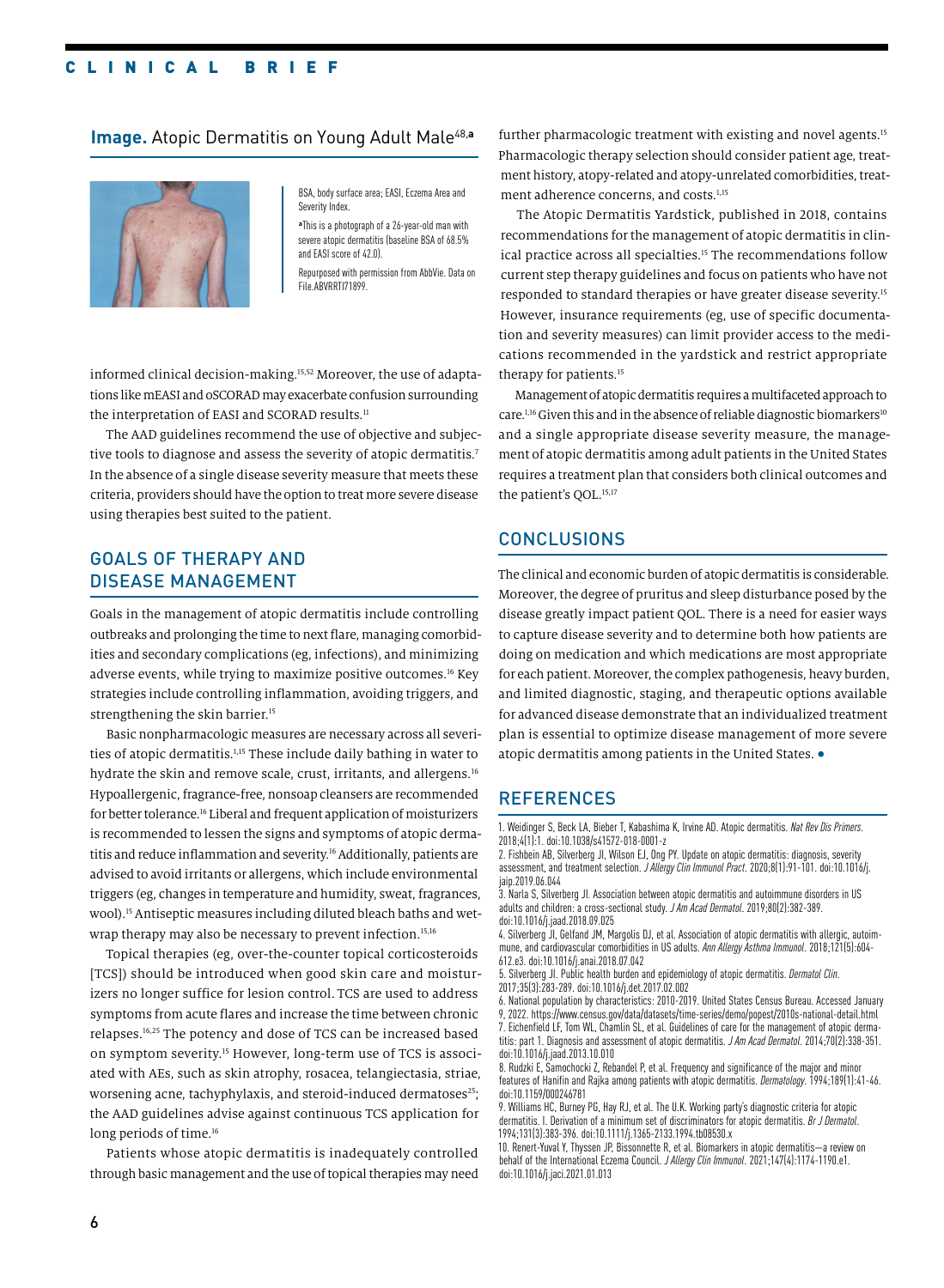**Image.** Atopic Dermatitis on Young Adult Male[48,a]

BSA, body surface area; EASI, Eczema Area and Severity Index.

[a]This is a photograph of a 26-year-old man with severe atopic dermatitis (baseline BSA of 68.5% and EASI score of 42.0).

Repurposed with permission from AbbVie. Data on File.ABVRRTI71899.

informed clinical decision-making.[15,52] Moreover, the use of adaptations like mEASI and oSCORAD may exacerbate confusion surrounding the interpretation of EASI and SCORAD results.[11]

The AAD guidelines recommend the use of objective and subjective tools to diagnose and assess the severity of atopic dermatitis.[7] In the absence of a single disease severity measure that meets these criteria, providers should have the option to treat more severe disease using therapies best suited to the patient.

## GOALS OF THERAPY AND DISEASE MANAGEMENT

Goals in the management of atopic dermatitis include controlling outbreaks and prolonging the time to next flare, managing comorbidities and secondary complications (eg, infections), and minimizing adverse events, while trying to maximize positive outcomes.[16] Key strategies include controlling inflammation, avoiding triggers, and strengthening the skin barrier.[15]

Basic nonpharmacologic measures are necessary across all severities of atopic dermatitis.[1,15] These include daily bathing in water to hydrate the skin and remove scale, crust, irritants, and allergens.[16] Hypoallergenic, fragrance-free, nonsoap cleansers are recommended for better tolerance.[16] Liberal and frequent application of moisturizers is recommended to lessen the signs and symptoms of atopic dermatitis and reduce inflammation and severity.[16] Additionally, patients are advised to avoid irritants or allergens, which include environmental triggers (eg, changes in temperature and humidity, sweat, fragrances, wool).[15] Antiseptic measures including diluted bleach baths and wet-wrap therapy may also be necessary to prevent infection.[15,16]

Topical therapies (eg, over-the-counter topical corticosteroids [TCS]) should be introduced when good skin care and moisturizers no longer suffice for lesion control. TCS are used to address symptoms from acute flares and increase the time between chronic relapses.[16,25] The potency and dose of TCS can be increased based on symptom severity.[15] However, long-term use of TCS is associated with AEs, such as skin atrophy, rosacea, telangiectasia, striae, worsening acne, tachyphylaxis, and steroid-induced dermatoses[25]; the AAD guidelines advise against continuous TCS application for long periods of time.[16]

Patients whose atopic dermatitis is inadequately controlled through basic management and the use of topical therapies may need further pharmacologic treatment with existing and novel agents.[15] Pharmacologic therapy selection should consider patient age, treatment history, atopy-related and atopy-unrelated comorbidities, treatment adherence concerns, and costs.[1,15]

The Atopic Dermatitis Yardstick, published in 2018, contains recommendations for the management of atopic dermatitis in clinical practice across all specialties.[15] The recommendations follow current step therapy guidelines and focus on patients who have not responded to standard therapies or have greater disease severity.[15] However, insurance requirements (eg, use of specific documentation and severity measures) can limit provider access to the medications recommended in the yardstick and restrict appropriate therapy for patients.[15]

Management of atopic dermatitis requires a multifaceted approach to care.[1,16] Given this and in the absence of reliable diagnostic biomarkers[10] and a single appropriate disease severity measure, the management of atopic dermatitis among adult patients in the United States requires a treatment plan that considers both clinical outcomes and the patient's QOL.[15,17]

## CONCLUSIONS

The clinical and economic burden of atopic dermatitis is considerable. Moreover, the degree of pruritus and sleep disturbance posed by the disease greatly impact patient QOL. There is a need for easier ways to capture disease severity and to determine both how patients are doing on medication and which medications are most appropriate for each patient. Moreover, the complex pathogenesis, heavy burden, and limited diagnostic, staging, and therapeutic options available for advanced disease demonstrate that an individualized treatment plan is essential to optimize disease management of more severe atopic dermatitis among patients in the United States. ●

## REFERENCES

1. Weidinger S, Beck LA, Bieber T, Kabashima K, Irvine AD. Atopic dermatitis. *Nat Rev Dis Primers*. 2018;4(1):1. doi:10.1038/s41572-018-0001-z
2. Fishbein AB, Silverberg JI, Wilson EJ, Ong PY. Update on atopic dermatitis: diagnosis, severity assessment, and treatment selection. *J Allergy Clin Immunol Pract*. 2020;8(1):91-101. doi:10.1016/j.jaip.2019.06.044
3. Narla S, Silverberg JI. Association between atopic dermatitis and autoimmune disorders in US adults and children: a cross-sectional study. *J Am Acad Dermatol*. 2019;80(2):382-389. doi:10.1016/j.jaad.2018.09.025
4. Silverberg JI, Gelfand JM, Margolis DJ, et al. Association of atopic dermatitis with allergic, autoimmune, and cardiovascular comorbidities in US adults. *Ann Allergy Asthma Immunol*. 2018;121(5):604-612.e3. doi:10.1016/j.anai.2018.07.042
5. Silverberg JI. Public health burden and epidemiology of atopic dermatitis. *Dermatol Clin*. 2017;35(3):283-289. doi:10.1016/j.det.2017.02.002
6. National population by characteristics: 2010-2019. United States Census Bureau. Accessed January 9, 2022. https://www.census.gov/data/datasets/time-series/demo/popest/2010s-national-detail.html
7. Eichenfield LF, Tom WL, Chamlin SL, et al. Guidelines of care for the management of atopic dermatitis: part 1. Diagnosis and assessment of atopic dermatitis. *J Am Acad Dermatol*. 2014;70(2):338-351. doi:10.1016/j.jaad.2013.10.010
8. Rudzki E, Samochocki Z, Rebandel P, et al. Frequency and significance of the major and minor features of Hanifin and Rajka among patients with atopic dermatitis. *Dermatology*. 1994;189(1):41-46. doi:10.1159/000246781
9. Williams HC, Burney PG, Hay RJ, et al. The U.K. Working party's diagnostic criteria for atopic dermatitis. I. Derivation of a minimum set of discriminators for atopic dermatitis. *Br J Dermatol*. 1994;131(3):383-396. doi:10.1111/j.1365-2133.1994.tb08530.x
10. Renert-Yuval Y, Thyssen JP, Bissonnette R, et al. Biomarkers in atopic dermatitis—a review on behalf of the International Eczema Council. *J Allergy Clin Immunol*. 2021;147(4):1174-1190.e1. doi:10.1016/j.jaci.2021.01.013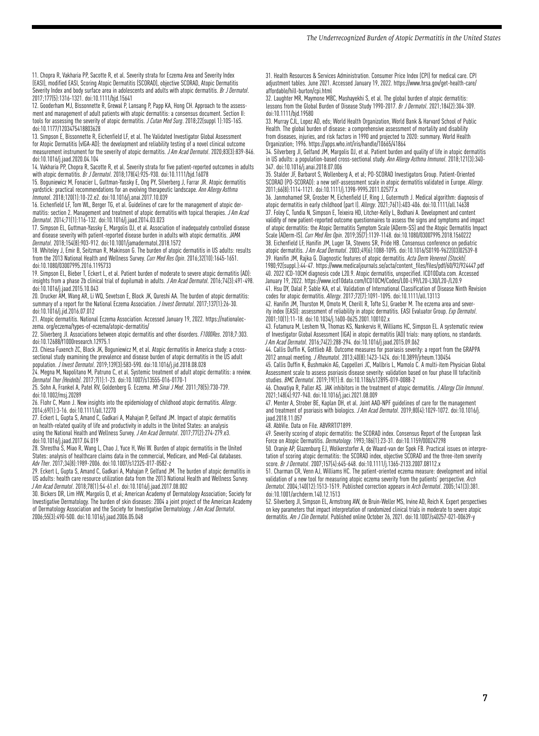11. Chopra R, Vakharia PP, Sacotte R, et al. Severity strata for Eczema Area and Severity Index (EASI), modified EASI, Scoring Atopic Dermatitis (SCORAD), objective SCORAD, Atopic Dermatitis Severity Index and body surface area in adolescents and adults with atopic dermatitis. *Br J Dermatol*. 2017;177(5):1316-1321. doi:10.1111/bjd.15641

12. Gooderham MJ, Bissonnette R, Grewal P, Lansang P, Papp KA, Hong CH. Approach to the assessment and management of adult patients with atopic dermatitis: a consensus document. Section II: tools for assessing the severity of atopic dermatitis. *J Cutan Med Surg*. 2018;22(suppl 1):10S-16S. doi:10.1177/1203475418803628

13. Simpson E, Bissonnette R, Eichenfield LF, et al. The Validated Investigator Global Assessment for Atopic Dermatitis (vIGA-AD): the development and reliability testing of a novel clinical outcome measurement instrument for the severity of atopic dermatitis. *J Am Acad Dermatol*. 2020;83(3):839-846. doi:10.1016/j.jaad.2020.04.104

14. Vakharia PP, Chopra R, Sacotte R, et al. Severity strata for five patient-reported outcomes in adults with atopic dermatitis. *Br J Dermatol*. 2018;178(4):925-930. doi:10.1111/bjd.16078

15. Boguniewicz M, Fonacier L, Guttman-Yassky E, Ong PY, Silverberg J, Farrar JR. Atopic dermatitis yardstick: practical recommendations for an evolving therapeutic landscape. *Ann Allergy Asthma Immunol*. 2018;120(1):10-22.e2. doi:10.1016/j.anai.2017.10.039

16. Eichenfield LF, Tom WL, Berger TG, et al. Guidelines of care for the management of atopic dermatitis: section 2. Management and treatment of atopic dermatitis with topical therapies. *J Am Acad Dermatol*. 2014;71(1):116-132. doi:10.1016/j.jaad.2014.03.023

17. Simpson EL, Guttman-Yassky E, Margolis DJ, et al. Association of inadequately controlled disease and disease severity with patient-reported disease burden in adults with atopic dermatitis. *JAMA Dermatol*. 2018;154(8):903-912. doi:10.1001/jamadermatol.2018.1572

18. Whiteley J, Emir B, Seitzman R, Makinson G. The burden of atopic dermatitis in US adults: results from the 2013 National Health and Wellness Survey. *Curr Med Res Opin*. 2016;32(10):1645-1651. doi:10.1080/03007995.2016.1195733

19. Simpson EL, Bieber T, Eckert L, et al. Patient burden of moderate to severe atopic dermatitis (AD): insights from a phase 2b clinical trial of dupilumab in adults. *J Am Acad Dermatol*. 2016;74(3):491-498. doi:10.1016/j.jaad.2015.10.043

20. Drucker AM, Wang AR, Li WQ, Sevetson E, Block JK, Qureshi AA. The burden of atopic dermatitis: summary of a report for the National Eczema Association. *J Invest Dermatol*. 2017;137(1):26-30. doi:10.1016/j.jid.2016.07.012

21. Atopic dermatitis. National Eczema Association. Accessed January 19, 2022. https://nationaleczema. org/eczema/types-of-eczema/atopic-dermatitis/

22. Silverberg JI. Associations between atopic dermatitis and other disorders. *F1000Res*. 2018;7:303. doi:10.12688/f1000research.12975.1

23. Chiesa Fuxench ZC, Block JK, Boguniewicz M, et al. Atopic dermatitis in America study: a cross-sectional study examining the prevalence and disease burden of atopic dermatitis in the US adult population. *J Invest Dermatol*. 2019;139(3):583-590. doi:10.1016/j.jid.2018.08.028

24. Megna M, Napolitano M, Patruno C, et al. Systemic treatment of adult atopic dermatitis: a review. *Dermatol Ther (Heidelb)*. 2017;7(1):1-23. doi:10.1007/s13555-016-0170-1

25. Sohn A, Frankel A, Patel RV, Goldenberg G. Eczema. *Mt Sinai J Med*. 2011;78(5):730-739. doi:10.1002/msj.20289

26. Flohr C, Mann J. New insights into the epidemiology of childhood atopic dermatitis. *Allergy*. 2014;69(1):3-16. doi:10.1111/all.12270

27. Eckert L, Gupta S, Amand C, Gadkari A, Mahajan P, Gelfand JM. Impact of atopic dermatitis on health-related quality of life and productivity in adults in the United States: an analysis using the National Health and Wellness Survey. *J Am Acad Dermatol*. 2017;77(2):274-279.e3. doi:10.1016/j.jaad.2017.04.019

28. Shrestha S, Miao R, Wang L, Chao J, Yuce H, Wei W. Burden of atopic dermatitis in the United States: analysis of healthcare claims data in the commercial, Medicare, and Medi-Cal databases. *Adv Ther*. 2017;34(8):1989-2006. doi:10.1007/s12325-017-0582-z

29. Eckert L, Gupta S, Amand C, Gadkari A, Mahajan P, Gelfand JM. The burden of atopic dermatitis in US adults: health care resource utilization data from the 2013 National Health and Wellness Survey. *J Am Acad Dermatol*. 2018;78(1):54-61.e1. doi:10.1016/j.jaad.2017.08.002

30. Bickers DR, Lim HW, Margolis D, et al; American Academy of Dermatology Association; Society for Investigative Dermatology. The burden of skin diseases: 2004 a joint project of the American Academy of Dermatology Association and the Society for Investigative Dermatology. *J Am Acad Dermatol*. 2006;55(3):490-500. doi:10.1016/j.jaad.2006.05.048

31. Health Resources & Services Administration. Consumer Price Index (CPI) for medical care. CPI adjustment tables. June 2021. Accessed January 19, 2022. https://www.hrsa.gov/get-health-care/affordable/hill-burton/cpi.html

32. Laughter MR, Maymone MBC, Mashayekhi S, et al. The global burden of atopic dermatitis: lessons from the Global Burden of Disease Study 1990-2017. *Br J Dermatol*. 2021;184(2):304-309. doi:10.1111/bjd.19580

33. Murray CJL, Lopez AD, eds; World Health Organization, World Bank & Harvard School of Public Health. The global burden of disease: a comprehensive assessment of mortality and disability from diseases, injuries, and risk factors in 1990 and projected to 2020: summary. World Health Organization; 1996. https://apps.who.int/iris/handle/10665/41864

34. Silverberg JI, Gelfand JM, Margolis DJ, et al. Patient burden and quality of life in atopic dermatitis in US adults: a population-based cross-sectional study. *Ann Allergy Asthma Immunol*. 2018;121(3):340-347. doi:10.1016/j.anai.2018.07.006

35. Stalder JF, Barbarot S, Wollenberg A, et al; PO-SCORAD Investigators Group. Patient-Oriented SCORAD (PO-SCORAD): a new self-assessment scale in atopic dermatitis validated in Europe. *Allergy*. 2011;66(8):1114-1121. doi:10.1111/j.1398-9995.2011.02577.x

36. Janmohamed SR, Grosber M, Eichenfield LF, Ring J, Gutermuth J. Medical algorithm: diagnosis of atopic dermatitis in early childhood (part I). *Allergy*. 2021;76(1):403-406. doi:10.1111/all.14638

37. Foley C, Tundia N, Simpson E, Teixeira HD, Litcher-Kelly L, Bodhani A. Development and content validity of new patient-reported outcome questionnaires to assess the signs and symptoms and impact of atopic dermatitis: the Atopic Dermatitis Symptom Scale (ADerm-SS) and the Atopic Dermatitis Impact Scale (ADerm-IS). *Curr Med Res Opin*. 2019;35(7):1139-1148. doi:10.1080/03007995.2018.1560222

38. Eichenfield LF, Hanifin JM, Luger TA, Stevens SR, Pride HB. Consensus conference on pediatric atopic dermatitis. *J Am Acad Dermatol*. 2003;49(6):1088-1095. doi:10.1016/S0190-9622(03)02539-8

39. Hanifin JM, Rajka G. Diagnostic features of atopic dermatitis. *Acta Derm Venereol (Stockh)*. 1980;92(suppl.):44-47. https://www.medicaljournals.se/acta/content_files/files/pdf/60/92/924447.pdf

40. 2022 ICD-10CM diagnosis code L20.9. Atopic dermatitis, unspecified. ICD10Data.com. Accessed January 19, 2022. https://www.icd10data.com/ICD10CM/Codes/L00-L99/L20-L30/L20-/L20.9

41. Hsu DY, Dalal P, Sable KA, et al. Validation of International Classification of Disease Ninth Revision codes for atopic dermatitis. *Allergy*. 2017;72(7):1091-1095. doi:10.1111/all.13113

42. Hanifin JM, Thurston M, Omoto M, Cherill R, Tofte SJ, Graeber M. The eczema area and severity index (EASI): assessment of reliability in atopic dermatitis. EASI Evaluator Group. *Exp Dermatol*. 2001;10(1):11-18. doi:10.1034/j.1600-0625.2001.100102.x

43. Futamura M, Leshem YA, Thomas KS, Nankervis H, Williams HC, Simpson EL. A systematic review of Investigator Global Assessment (IGA) in atopic dermatitis (AD) trials: many options, no standards. *J Am Acad Dermatol*. 2016;74(2):288-294. doi:10.1016/j.jaad.2015.09.062

44. Callis Duffin K, Gottlieb AB. Outcome measures for psoriasis severity: a report from the GRAPPA 2012 annual meeting. *J Rheumatol*. 2013;40(8):1423-1424. doi:10.3899/jrheum.130454

45. Callis Duffin K, Bushmakin AG, Cappelleri JC, Mallbris L, Mamolo C. A multi-item Physician Global Assessment scale to assess psoriasis disease severity: validation based on four phase III tofacitinib studies. *BMC Dermatol*. 2019;19(1):8. doi:10.1186/s12895-019-0088-2

46. Chovatiya R, Paller AS. JAK inhibitors in the treatment of atopic dermatitis. *J Allergy Clin Immunol*. 2021;148(4):927-940. doi:10.1016/j.jaci.2021.08.009

47. Menter A, Strober BE, Kaplan DH, et al. Joint AAD-NPF guidelines of care for the management and treatment of psoriasis with biologics. *J Am Acad Dermatol*. 2019;80(4):1029-1072. doi:10.1016/j.jaad.2018.11.057

48. AbbVie. Data on File. ABVRRTI71899.

49. Severity scoring of atopic dermatitis: the SCORAD index. Consensus Report of the European Task Force on Atopic Dermatitis. *Dermatology*. 1993;186(1):23-31. doi:10.1159/000247298

50. Oranje AP, Glazenburg EJ, Wolkerstorfer A, de Waard-van der Spek FB. Practical issues on interpretation of scoring atopic dermatitis: the SCORAD index, objective SCORAD and the three-item severity score. *Br J Dermatol*. 2007;157(4):645-648. doi:10.1111/j.1365-2133.2007.08112.x

51. Charman CR, Venn AJ, Williams HC. The patient-oriented eczema measure: development and initial validation of a new tool for measuring atopic eczema severity from the patients' perspective. *Arch Dermatol*. 2004;140(12):1513-1519. Published correction appears in *Arch Dermatol*. 2005;141(3):381. doi:10.1001/archderm.140.12.1513

52. Silverberg JI, Simpson EL, Armstrong AW, de Bruin-Weller MS, Irvine AD, Reich K. Expert perspectives on key parameters that impact interpretation of randomized clinical trials in moderate to severe atopic dermatitis. *Am J Clin Dermatol*. Published online October 26, 2021. doi:10.1007/s40257-021-00639-y